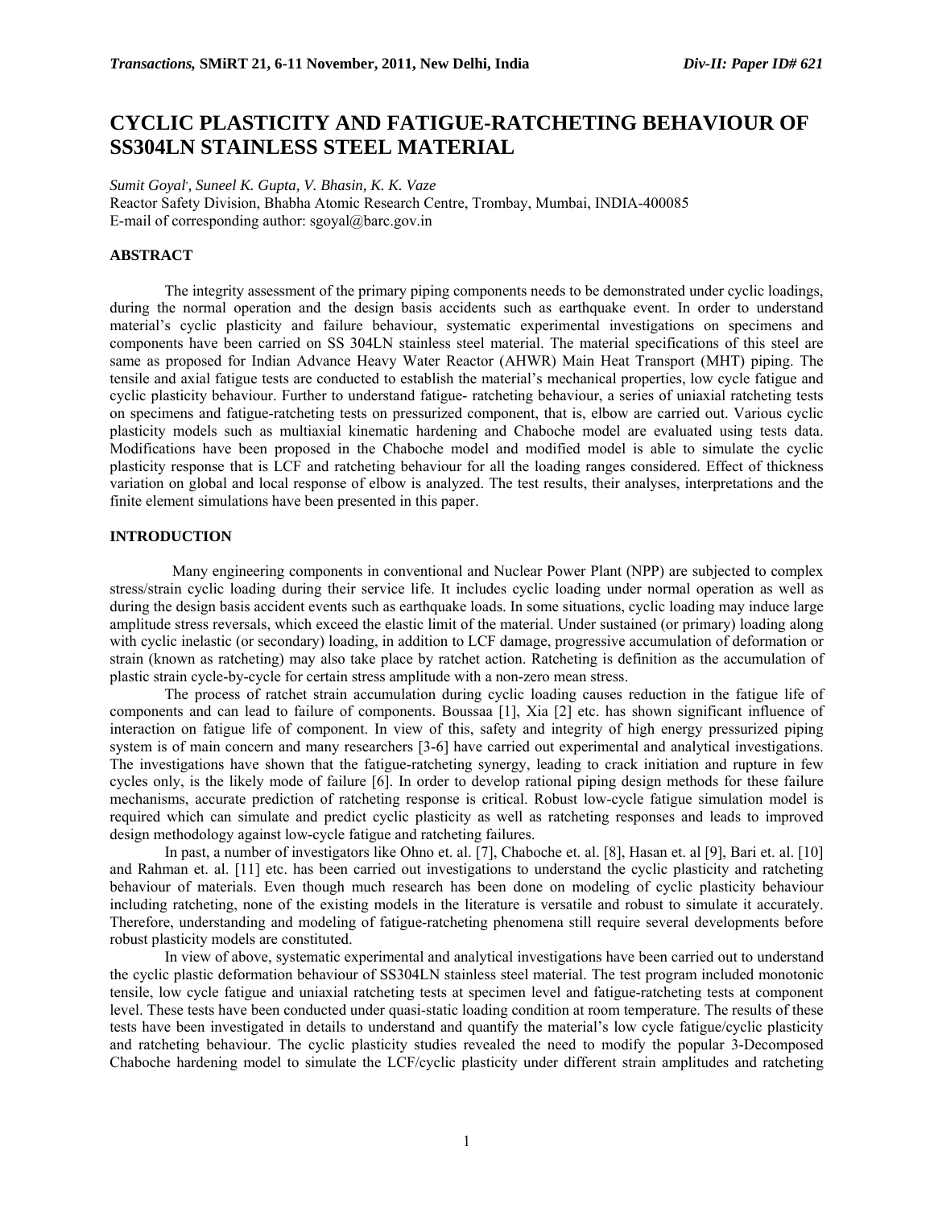# CYCLIC PLASTICITY AND FATIGUE-RATCHETING BEHAVIOUR OF SS304LN STAINLESS STEEL MATERIAL

*Sumit Goyal', Suneel K. Gupta, V. Bhasin, K. K. Vaze*
Reactor Safety Division, Bhabha Atomic Research Centre, Trombay, Mumbai, INDIA-400085
E-mail of corresponding author: sgoyal@barc.gov.in

## ABSTRACT

The integrity assessment of the primary piping components needs to be demonstrated under cyclic loadings, during the normal operation and the design basis accidents such as earthquake event. In order to understand material's cyclic plasticity and failure behaviour, systematic experimental investigations on specimens and components have been carried on SS 304LN stainless steel material. The material specifications of this steel are same as proposed for Indian Advance Heavy Water Reactor (AHWR) Main Heat Transport (MHT) piping. The tensile and axial fatigue tests are conducted to establish the material's mechanical properties, low cycle fatigue and cyclic plasticity behaviour. Further to understand fatigue- ratcheting behaviour, a series of uniaxial ratcheting tests on specimens and fatigue-ratcheting tests on pressurized component, that is, elbow are carried out. Various cyclic plasticity models such as multiaxial kinematic hardening and Chaboche model are evaluated using tests data. Modifications have been proposed in the Chaboche model and modified model is able to simulate the cyclic plasticity response that is LCF and ratcheting behaviour for all the loading ranges considered. Effect of thickness variation on global and local response of elbow is analyzed. The test results, their analyses, interpretations and the finite element simulations have been presented in this paper.

## INTRODUCTION

Many engineering components in conventional and Nuclear Power Plant (NPP) are subjected to complex stress/strain cyclic loading during their service life. It includes cyclic loading under normal operation as well as during the design basis accident events such as earthquake loads. In some situations, cyclic loading may induce large amplitude stress reversals, which exceed the elastic limit of the material. Under sustained (or primary) loading along with cyclic inelastic (or secondary) loading, in addition to LCF damage, progressive accumulation of deformation or strain (known as ratcheting) may also take place by ratchet action. Ratcheting is definition as the accumulation of plastic strain cycle-by-cycle for certain stress amplitude with a non-zero mean stress.

The process of ratchet strain accumulation during cyclic loading causes reduction in the fatigue life of components and can lead to failure of components. Boussaa [1], Xia [2] etc. has shown significant influence of interaction on fatigue life of component. In view of this, safety and integrity of high energy pressurized piping system is of main concern and many researchers [3-6] have carried out experimental and analytical investigations. The investigations have shown that the fatigue-ratcheting synergy, leading to crack initiation and rupture in few cycles only, is the likely mode of failure [6]. In order to develop rational piping design methods for these failure mechanisms, accurate prediction of ratcheting response is critical. Robust low-cycle fatigue simulation model is required which can simulate and predict cyclic plasticity as well as ratcheting responses and leads to improved design methodology against low-cycle fatigue and ratcheting failures.

In past, a number of investigators like Ohno et. al. [7], Chaboche et. al. [8], Hasan et. al [9], Bari et. al. [10] and Rahman et. al. [11] etc. has been carried out investigations to understand the cyclic plasticity and ratcheting behaviour of materials. Even though much research has been done on modeling of cyclic plasticity behaviour including ratcheting, none of the existing models in the literature is versatile and robust to simulate it accurately. Therefore, understanding and modeling of fatigue-ratcheting phenomena still require several developments before robust plasticity models are constituted.

In view of above, systematic experimental and analytical investigations have been carried out to understand the cyclic plastic deformation behaviour of SS304LN stainless steel material. The test program included monotonic tensile, low cycle fatigue and uniaxial ratcheting tests at specimen level and fatigue-ratcheting tests at component level. These tests have been conducted under quasi-static loading condition at room temperature. The results of these tests have been investigated in details to understand and quantify the material's low cycle fatigue/cyclic plasticity and ratcheting behaviour. The cyclic plasticity studies revealed the need to modify the popular 3-Decomposed Chaboche hardening model to simulate the LCF/cyclic plasticity under different strain amplitudes and ratcheting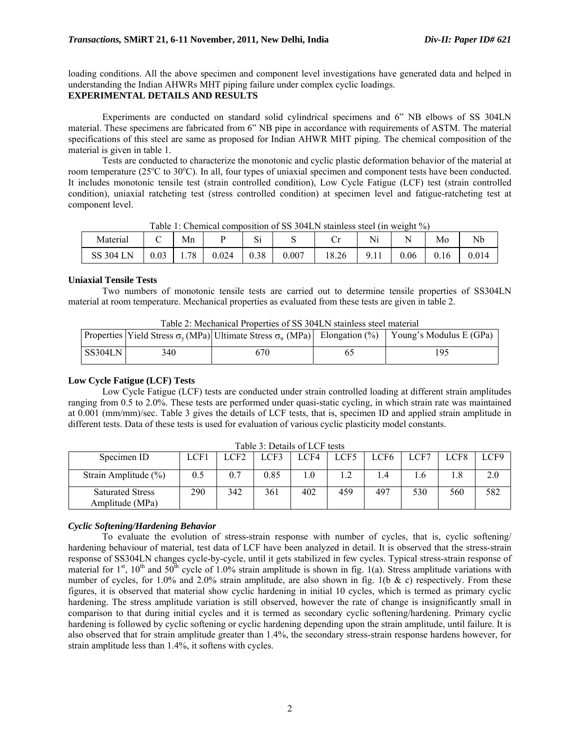loading conditions. All the above specimen and component level investigations have generated data and helped in understanding the Indian AHWRs MHT piping failure under complex cyclic loadings.

## EXPERIMENTAL DETAILS AND RESULTS

Experiments are conducted on standard solid cylindrical specimens and 6" NB elbows of SS 304LN material. These specimens are fabricated from 6" NB pipe in accordance with requirements of ASTM. The material specifications of this steel are same as proposed for Indian AHWR MHT piping. The chemical composition of the material is given in table 1.

Tests are conducted to characterize the monotonic and cyclic plastic deformation behavior of the material at room temperature (25$^o$C to 30$^o$C). In all, four types of uniaxial specimen and component tests have been conducted. It includes monotonic tensile test (strain controlled condition), Low Cycle Fatigue (LCF) test (strain controlled condition), uniaxial ratcheting test (stress controlled condition) at specimen level and fatigue-ratcheting test at component level.

Table 1: Chemical composition of SS 304LN stainless steel (in weight %)

| Material | C | Mn | P | Si | S | Cr | Ni | N | Mo | Nb |
|---|---|---|---|---|---|---|---|---|---|---|
| SS 304 LN | 0.03 | 1.78 | 0.024 | 0.38 | 0.007 | 18.26 | 9.11 | 0.06 | 0.16 | 0.014 |

### Uniaxial Tensile Tests

Two numbers of monotonic tensile tests are carried out to determine tensile properties of SS304LN material at room temperature. Mechanical properties as evaluated from these tests are given in table 2.

Table 2: Mechanical Properties of SS 304LN stainless steel material

| Properties | Yield Stress $\sigma_y$ (MPa) | Ultimate Stress $\sigma_u$ (MPa) | Elongation (%) | Young's Modulus E (GPa) |
|---|---|---|---|---|
| SS304LN | 340 | 670 | 65 | 195 |

### Low Cycle Fatigue (LCF) Tests

Low Cycle Fatigue (LCF) tests are conducted under strain controlled loading at different strain amplitudes ranging from 0.5 to 2.0%. These tests are performed under quasi-static cycling, in which strain rate was maintained at 0.001 (mm/mm)/sec. Table 3 gives the details of LCF tests, that is, specimen ID and applied strain amplitude in different tests. Data of these tests is used for evaluation of various cyclic plasticity model constants.

Table 3: Details of LCF tests

| Specimen ID | LCF1 | LCF2 | LCF3 | LCF4 | LCF5 | LCF6 | LCF7 | LCF8 | LCF9 |
|---|---|---|---|---|---|---|---|---|---|
| Strain Amplitude (%) | 0.5 | 0.7 | 0.85 | 1.0 | 1.2 | 1.4 | 1.6 | 1.8 | 2.0 |
| Saturated Stress Amplitude (MPa) | 290 | 342 | 361 | 402 | 459 | 497 | 530 | 560 | 582 |

#### *Cyclic Softening/Hardening Behavior*

To evaluate the evolution of stress-strain response with number of cycles, that is, cyclic softening/ hardening behaviour of material, test data of LCF have been analyzed in detail. It is observed that the stress-strain response of SS304LN changes cycle-by-cycle, until it gets stabilized in few cycles. Typical stress-strain response of material for 1$^{st}$, 10$^{th}$ and 50$^{th}$ cycle of 1.0% strain amplitude is shown in fig. 1(a). Stress amplitude variations with number of cycles, for 1.0% and 2.0% strain amplitude, are also shown in fig. 1(b & c) respectively. From these figures, it is observed that material show cyclic hardening in initial 10 cycles, which is termed as primary cyclic hardening. The stress amplitude variation is still observed, however the rate of change is insignificantly small in comparison to that during initial cycles and it is termed as secondary cyclic softening/hardening. Primary cyclic hardening is followed by cyclic softening or cyclic hardening depending upon the strain amplitude, until failure. It is also observed that for strain amplitude greater than 1.4%, the secondary stress-strain response hardens however, for strain amplitude less than 1.4%, it softens with cycles.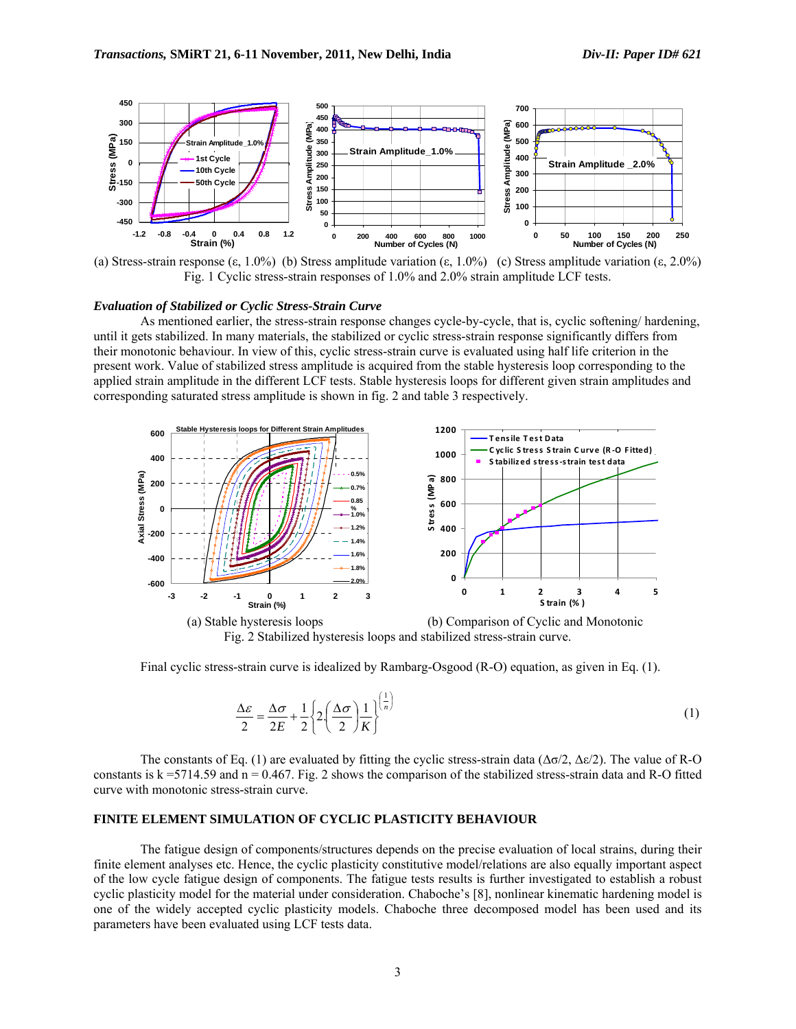(a) Stress-strain response (ε, 1.0%) (b) Stress amplitude variation (ε, 1.0%) (c) Stress amplitude variation (ε, 2.0%)

Fig. 1 Cyclic stress-strain responses of 1.0% and 2.0% strain amplitude LCF tests.

### *Evaluation of Stabilized or Cyclic Stress-Strain Curve*

As mentioned earlier, the stress-strain response changes cycle-by-cycle, that is, cyclic softening/ hardening, until it gets stabilized. In many materials, the stabilized or cyclic stress-strain response significantly differs from their monotonic behaviour. In view of this, cyclic stress-strain curve is evaluated using half life criterion in the present work. Value of stabilized stress amplitude is acquired from the stable hysteresis loop corresponding to the applied strain amplitude in the different LCF tests. Stable hysteresis loops for different given strain amplitudes and corresponding saturated stress amplitude is shown in fig. 2 and table 3 respectively.

(a) Stable hysteresis loops (b) Comparison of Cyclic and Monotonic

Fig. 2 Stabilized hysteresis loops and stabilized stress-strain curve.

Final cyclic stress-strain curve is idealized by Rambarg-Osgood (R-O) equation, as given in Eq. (1).

$$\frac{\Delta\varepsilon}{2} = \frac{\Delta\sigma}{2E} + \frac{1}{2}\left\{2\left(\frac{\Delta\sigma}{2}\right)\frac{1}{K}\right\}^{\left(\frac{1}{n}\right)} \tag{1}$$

The constants of Eq. (1) are evaluated by fitting the cyclic stress-strain data ($\Delta\sigma/2$, $\Delta\varepsilon/2$). The value of R-O constants is k =5714.59 and n = 0.467. Fig. 2 shows the comparison of the stabilized stress-strain data and R-O fitted curve with monotonic stress-strain curve.

## FINITE ELEMENT SIMULATION OF CYCLIC PLASTICITY BEHAVIOUR

The fatigue design of components/structures depends on the precise evaluation of local strains, during their finite element analyses etc. Hence, the cyclic plasticity constitutive model/relations are also equally important aspect of the low cycle fatigue design of components. The fatigue tests results is further investigated to establish a robust cyclic plasticity model for the material under consideration. Chaboche's [8], nonlinear kinematic hardening model is one of the widely accepted cyclic plasticity models. Chaboche three decomposed model has been used and its parameters have been evaluated using LCF tests data.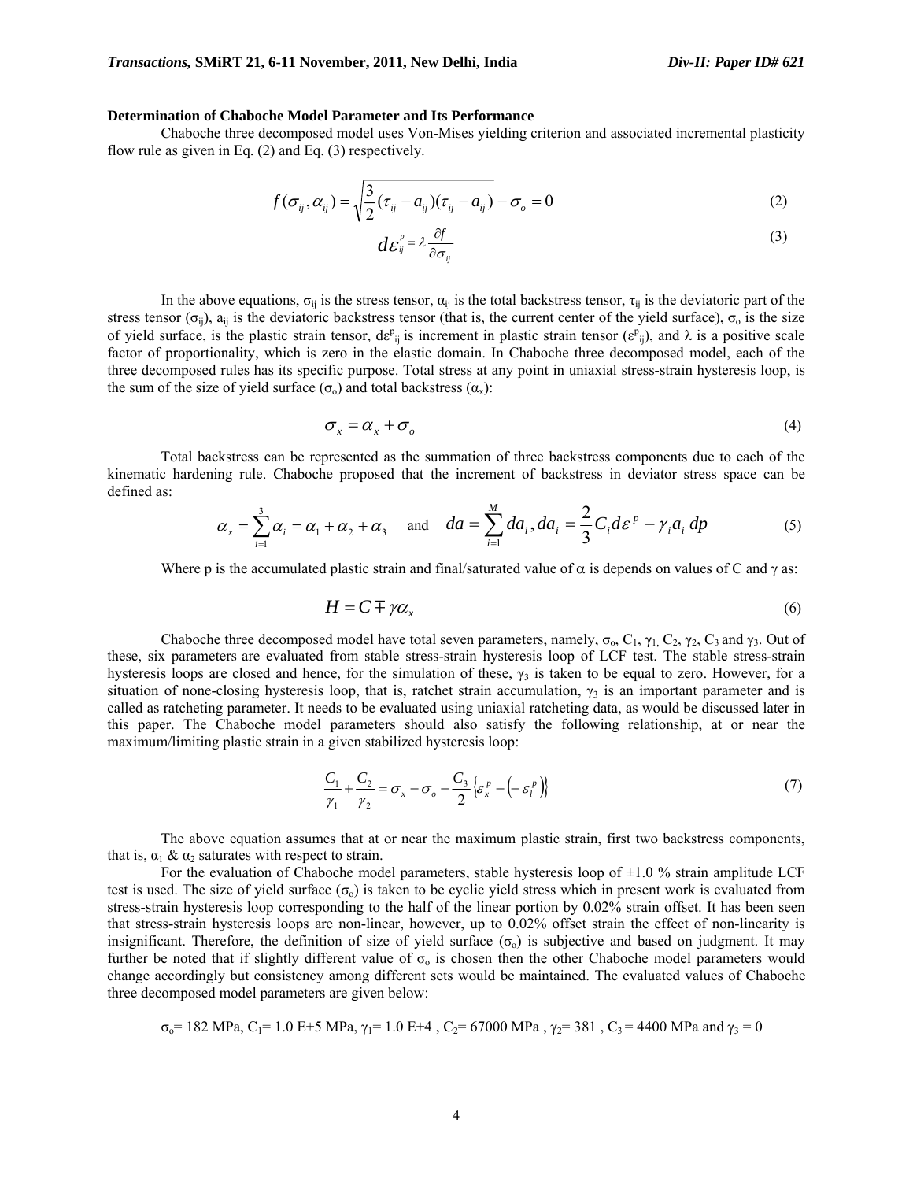**Determination of Chaboche Model Parameter and Its Performance**

Chaboche three decomposed model uses Von-Mises yielding criterion and associated incremental plasticity flow rule as given in Eq. (2) and Eq. (3) respectively.

$$f(\sigma_{ij}, \alpha_{ij}) = \sqrt{\frac{3}{2}(\tau_{ij} - a_{ij})(\tau_{ij} - a_{ij})} - \sigma_o = 0 \tag{2}$$

$$d\varepsilon_{ij}^{p} = \lambda \frac{\partial f}{\partial \sigma_{ij}} \tag{3}$$

In the above equations, $\sigma_{ij}$ is the stress tensor, $\alpha_{ij}$ is the total backstress tensor, $\tau_{ij}$ is the deviatoric part of the stress tensor ($\sigma_{ij}$), $a_{ij}$ is the deviatoric backstress tensor (that is, the current center of the yield surface), $\sigma_o$ is the size of yield surface, is the plastic strain tensor, $d\varepsilon^{p}_{ij}$ is increment in plastic strain tensor ($\varepsilon^{p}_{ij}$), and $\lambda$ is a positive scale factor of proportionality, which is zero in the elastic domain. In Chaboche three decomposed model, each of the three decomposed rules has its specific purpose. Total stress at any point in uniaxial stress-strain hysteresis loop, is the sum of the size of yield surface ($\sigma_o$) and total backstress ($\alpha_x$):

$$\sigma_x = \alpha_x + \sigma_o \tag{4}$$

Total backstress can be represented as the summation of three backstress components due to each of the kinematic hardening rule. Chaboche proposed that the increment of backstress in deviator stress space can be defined as:

$$\alpha_x = \sum_{i=1}^{3} \alpha_i = \alpha_1 + \alpha_2 + \alpha_3 \quad \text{and} \quad da = \sum_{i=1}^{M} da_i, da_i = \frac{2}{3} C_i d\varepsilon^{p} - \gamma_i a_i \, dp \tag{5}$$

Where p is the accumulated plastic strain and final/saturated value of $\alpha$ is depends on values of C and $\gamma$ as:

$$H = C \mp \gamma \alpha_x \tag{6}$$

Chaboche three decomposed model have total seven parameters, namely, $\sigma_o$, $C_1$, $\gamma_1$, $C_2$, $\gamma_2$, $C_3$ and $\gamma_3$. Out of these, six parameters are evaluated from stable stress-strain hysteresis loop of LCF test. The stable stress-strain hysteresis loops are closed and hence, for the simulation of these, $\gamma_3$ is taken to be equal to zero. However, for a situation of none-closing hysteresis loop, that is, ratchet strain accumulation, $\gamma_3$ is an important parameter and is called as ratcheting parameter. It needs to be evaluated using uniaxial ratcheting data, as would be discussed later in this paper. The Chaboche model parameters should also satisfy the following relationship, at or near the maximum/limiting plastic strain in a given stabilized hysteresis loop:

$$\frac{C_1}{\gamma_1} + \frac{C_2}{\gamma_2} = \sigma_x - \sigma_o - \frac{C_3}{2}\left\{\varepsilon_x^{p} - \left(-\varepsilon_l^{p}\right)\right\} \tag{7}$$

The above equation assumes that at or near the maximum plastic strain, first two backstress components, that is, $\alpha_1$ & $\alpha_2$ saturates with respect to strain.

For the evaluation of Chaboche model parameters, stable hysteresis loop of ±1.0 % strain amplitude LCF test is used. The size of yield surface ($\sigma_o$) is taken to be cyclic yield stress which in present work is evaluated from stress-strain hysteresis loop corresponding to the half of the linear portion by 0.02% strain offset. It has been seen that stress-strain hysteresis loops are non-linear, however, up to 0.02% offset strain the effect of non-linearity is insignificant. Therefore, the definition of size of yield surface ($\sigma_o$) is subjective and based on judgment. It may further be noted that if slightly different value of $\sigma_o$ is chosen then the other Chaboche model parameters would change accordingly but consistency among different sets would be maintained. The evaluated values of Chaboche three decomposed model parameters are given below:

$\sigma_o$= 182 MPa, $C_1$= 1.0 E+5 MPa, $\gamma_1$= 1.0 E+4 , $C_2$= 67000 MPa , $\gamma_2$= 381 , $C_3$ = 4400 MPa and $\gamma_3$ = 0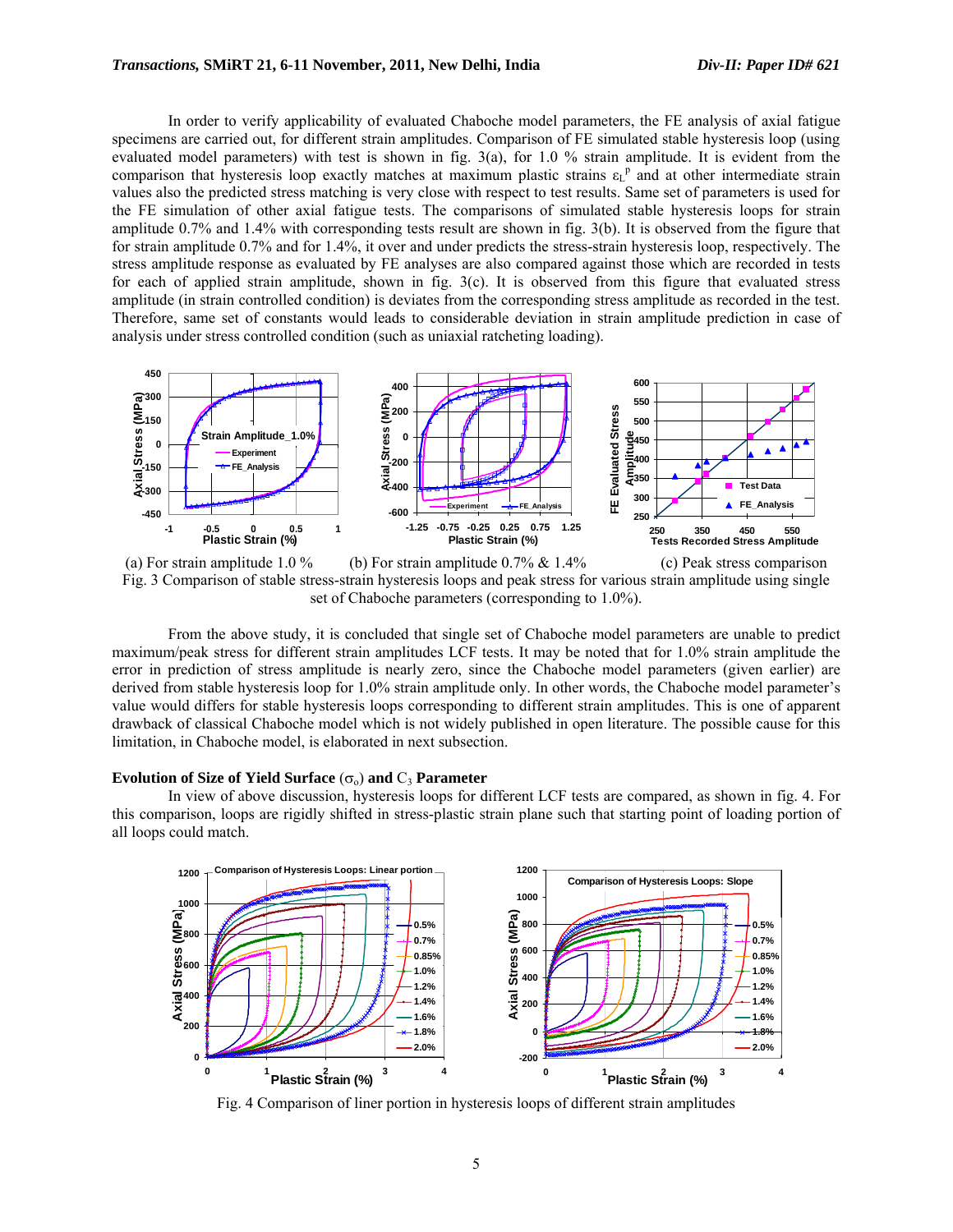In order to verify applicability of evaluated Chaboche model parameters, the FE analysis of axial fatigue specimens are carried out, for different strain amplitudes. Comparison of FE simulated stable hysteresis loop (using evaluated model parameters) with test is shown in fig. 3(a), for 1.0 % strain amplitude. It is evident from the comparison that hysteresis loop exactly matches at maximum plastic strains $\varepsilon_L^p$ and at other intermediate strain values also the predicted stress matching is very close with respect to test results. Same set of parameters is used for the FE simulation of other axial fatigue tests. The comparisons of simulated stable hysteresis loops for strain amplitude 0.7% and 1.4% with corresponding tests result are shown in fig. 3(b). It is observed from the figure that for strain amplitude 0.7% and for 1.4%, it over and under predicts the stress-strain hysteresis loop, respectively. The stress amplitude response as evaluated by FE analyses are also compared against those which are recorded in tests for each of applied strain amplitude, shown in fig. 3(c). It is observed from this figure that evaluated stress amplitude (in strain controlled condition) is deviates from the corresponding stress amplitude as recorded in the test. Therefore, same set of constants would leads to considerable deviation in strain amplitude prediction in case of analysis under stress controlled condition (such as uniaxial ratcheting loading).

(a) For strain amplitude 1.0 %  (b) For strain amplitude 0.7% & 1.4%  (c) Peak stress comparison

Fig. 3 Comparison of stable stress-strain hysteresis loops and peak stress for various strain amplitude using single set of Chaboche parameters (corresponding to 1.0%).

From the above study, it is concluded that single set of Chaboche model parameters are unable to predict maximum/peak stress for different strain amplitudes LCF tests. It may be noted that for 1.0% strain amplitude the error in prediction of stress amplitude is nearly zero, since the Chaboche model parameters (given earlier) are derived from stable hysteresis loop for 1.0% strain amplitude only. In other words, the Chaboche model parameter's value would differs for stable hysteresis loops corresponding to different strain amplitudes. This is one of apparent drawback of classical Chaboche model which is not widely published in open literature. The possible cause for this limitation, in Chaboche model, is elaborated in next subsection.

**Evolution of Size of Yield Surface ($\sigma_o$) and $C_3$ Parameter**

In view of above discussion, hysteresis loops for different LCF tests are compared, as shown in fig. 4. For this comparison, loops are rigidly shifted in stress-plastic strain plane such that starting point of loading portion of all loops could match.

Fig. 4 Comparison of liner portion in hysteresis loops of different strain amplitudes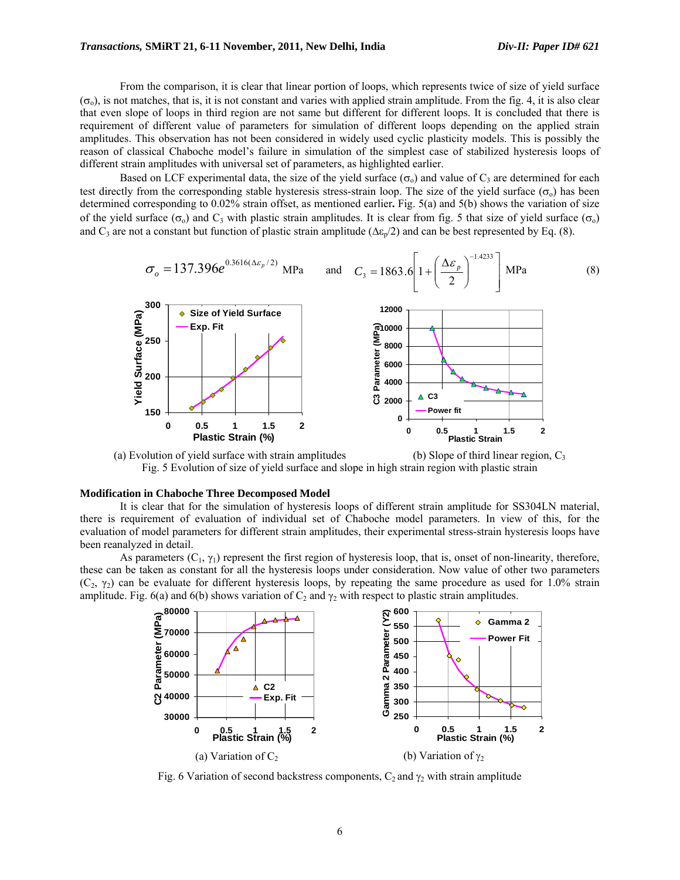From the comparison, it is clear that linear portion of loops, which represents twice of size of yield surface ($\sigma_o$), is not matches, that is, it is not constant and varies with applied strain amplitude. From the fig. 4, it is also clear that even slope of loops in third region are not same but different for different loops. It is concluded that there is requirement of different value of parameters for simulation of different loops depending on the applied strain amplitudes. This observation has not been considered in widely used cyclic plasticity models. This is possibly the reason of classical Chaboche model's failure in simulation of the simplest case of stabilized hysteresis loops of different strain amplitudes with universal set of parameters, as highlighted earlier.

Based on LCF experimental data, the size of the yield surface ($\sigma_o$) and value of $C_3$ are determined for each test directly from the corresponding stable hysteresis stress-strain loop. The size of the yield surface ($\sigma_o$) has been determined corresponding to 0.02% strain offset, as mentioned earlier. Fig. 5(a) and 5(b) shows the variation of size of the yield surface ($\sigma_o$) and $C_3$ with plastic strain amplitudes. It is clear from fig. 5 that size of yield surface ($\sigma_o$) and $C_3$ are not a constant but function of plastic strain amplitude ($\Delta\varepsilon_p/2$) and can be best represented by Eq. (8).

$$\sigma_o = 137.396 e^{0.3616(\Delta\varepsilon_p/2)} \text{ MPa} \quad \text{and} \quad C_3 = 1863.6\left[1+\left(\frac{\Delta\varepsilon_p}{2}\right)^{-1.4233}\right] \text{ MPa} \tag{8}$$

(a) Evolution of yield surface with strain amplitudes (b) Slope of third linear region, $C_3$

Fig. 5 Evolution of size of yield surface and slope in high strain region with plastic strain

**Modification in Chaboche Three Decomposed Model**

It is clear that for the simulation of hysteresis loops of different strain amplitude for SS304LN material, there is requirement of evaluation of individual set of Chaboche model parameters. In view of this, for the evaluation of model parameters for different strain amplitudes, their experimental stress-strain hysteresis loops have been reanalyzed in detail.

As parameters ($C_1$, $\gamma_1$) represent the first region of hysteresis loop, that is, onset of non-linearity, therefore, these can be taken as constant for all the hysteresis loops under consideration. Now value of other two parameters ($C_2$, $\gamma_2$) can be evaluate for different hysteresis loops, by repeating the same procedure as used for 1.0% strain amplitude. Fig. 6(a) and 6(b) shows variation of $C_2$ and $\gamma_2$ with respect to plastic strain amplitudes.

(a) Variation of $C_2$ (b) Variation of $\gamma_2$

Fig. 6 Variation of second backstress components, $C_2$ and $\gamma_2$ with strain amplitude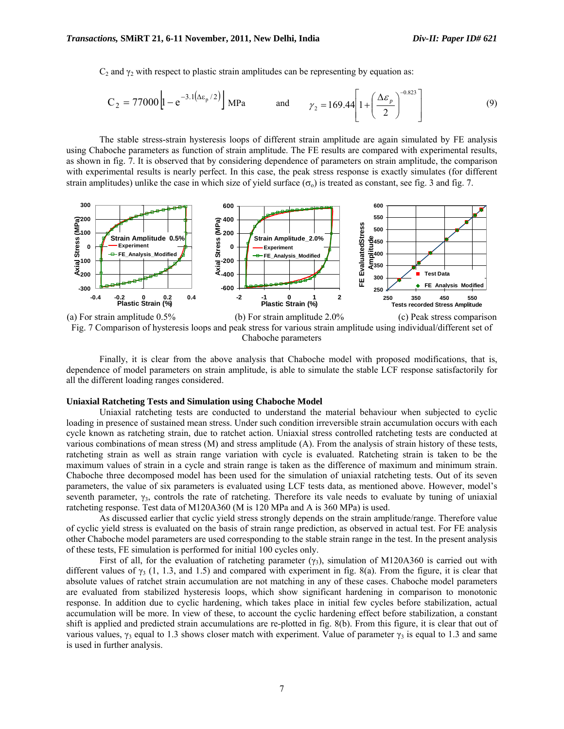$C_2$ and $\gamma_2$ with respect to plastic strain amplitudes can be representing by equation as:

$$C_2 = 77000\left[1 - e^{-3.1(\Delta\varepsilon_p/2)}\right] \text{MPa} \qquad \text{and} \qquad \gamma_2 = 169.44\left[1 + \left(\frac{\Delta\varepsilon_p}{2}\right)^{-0.823}\right] \tag{9}$$

The stable stress-strain hysteresis loops of different strain amplitude are again simulated by FE analysis using Chaboche parameters as function of strain amplitude. The FE results are compared with experimental results, as shown in fig. 7. It is observed that by considering dependence of parameters on strain amplitude, the comparison with experimental results is nearly perfect. In this case, the peak stress response is exactly simulates (for different strain amplitudes) unlike the case in which size of yield surface ($\sigma_o$) is treated as constant, see fig. 3 and fig. 7.

(a) For strain amplitude 0.5% (b) For strain amplitude 2.0% (c) Peak stress comparison

Fig. 7 Comparison of hysteresis loops and peak stress for various strain amplitude using individual/different set of Chaboche parameters

Finally, it is clear from the above analysis that Chaboche model with proposed modifications, that is, dependence of model parameters on strain amplitude, is able to simulate the stable LCF response satisfactorily for all the different loading ranges considered.

### Uniaxial Ratcheting Tests and Simulation using Chaboche Model

Uniaxial ratcheting tests are conducted to understand the material behaviour when subjected to cyclic loading in presence of sustained mean stress. Under such condition irreversible strain accumulation occurs with each cycle known as ratcheting strain, due to ratchet action. Uniaxial stress controlled ratcheting tests are conducted at various combinations of mean stress (M) and stress amplitude (A). From the analysis of strain history of these tests, ratcheting strain as well as strain range variation with cycle is evaluated. Ratcheting strain is taken to be the maximum values of strain in a cycle and strain range is taken as the difference of maximum and minimum strain. Chaboche three decomposed model has been used for the simulation of uniaxial ratcheting tests. Out of its seven parameters, the value of six parameters is evaluated using LCF tests data, as mentioned above. However, model's seventh parameter, $\gamma_3$, controls the rate of ratcheting. Therefore its vale needs to evaluate by tuning of uniaxial ratcheting response. Test data of M120A360 (M is 120 MPa and A is 360 MPa) is used.

As discussed earlier that cyclic yield stress strongly depends on the strain amplitude/range. Therefore value of cyclic yield stress is evaluated on the basis of strain range prediction, as observed in actual test. For FE analysis other Chaboche model parameters are used corresponding to the stable strain range in the test. In the present analysis of these tests, FE simulation is performed for initial 100 cycles only.

First of all, for the evaluation of ratcheting parameter ($\gamma_3$), simulation of M120A360 is carried out with different values of $\gamma_3$ (1, 1.3, and 1.5) and compared with experiment in fig. 8(a). From the figure, it is clear that absolute values of ratchet strain accumulation are not matching in any of these cases. Chaboche model parameters are evaluated from stabilized hysteresis loops, which show significant hardening in comparison to monotonic response. In addition due to cyclic hardening, which takes place in initial few cycles before stabilization, actual accumulation will be more. In view of these, to account the cyclic hardening effect before stabilization, a constant shift is applied and predicted strain accumulations are re-plotted in fig. 8(b). From this figure, it is clear that out of various values, $\gamma_3$ equal to 1.3 shows closer match with experiment. Value of parameter $\gamma_3$ is equal to 1.3 and same is used in further analysis.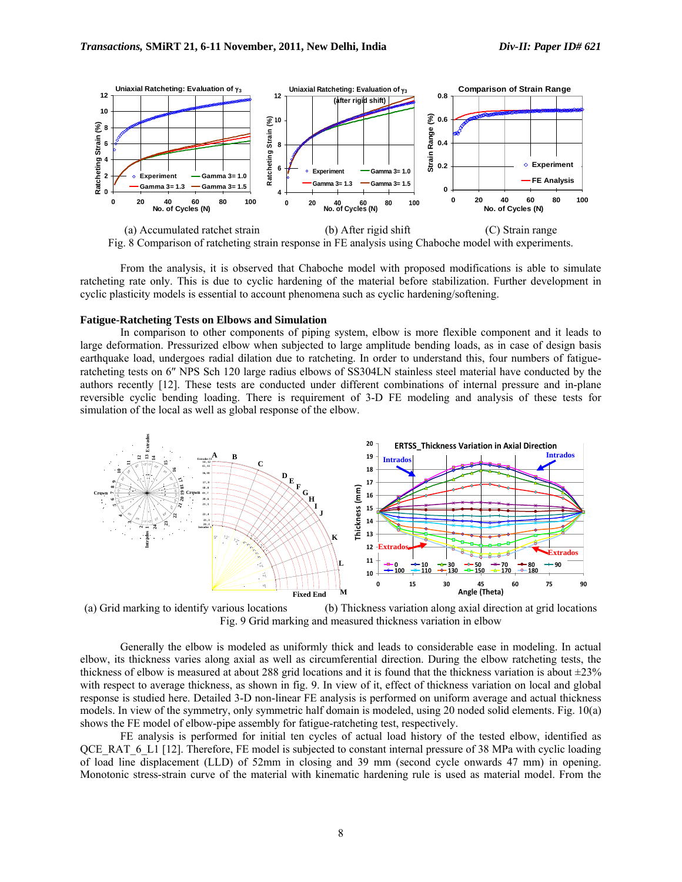(a) Accumulated ratchet strain (b) After rigid shift (C) Strain range

Fig. 8 Comparison of ratcheting strain response in FE analysis using Chaboche model with experiments.

From the analysis, it is observed that Chaboche model with proposed modifications is able to simulate ratcheting rate only. This is due to cyclic hardening of the material before stabilization. Further development in cyclic plasticity models is essential to account phenomena such as cyclic hardening/softening.

### Fatigue-Ratcheting Tests on Elbows and Simulation

In comparison to other components of piping system, elbow is more flexible component and it leads to large deformation. Pressurized elbow when subjected to large amplitude bending loads, as in case of design basis earthquake load, undergoes radial dilation due to ratcheting. In order to understand this, four numbers of fatigue-ratcheting tests on 6″ NPS Sch 120 large radius elbows of SS304LN stainless steel material have conducted by the authors recently [12]. These tests are conducted under different combinations of internal pressure and in-plane reversible cyclic bending loading. There is requirement of 3-D FE modeling and analysis of these tests for simulation of the local as well as global response of the elbow.

(a) Grid marking to identify various locations (b) Thickness variation along axial direction at grid locations

Fig. 9 Grid marking and measured thickness variation in elbow

Generally the elbow is modeled as uniformly thick and leads to considerable ease in modeling. In actual elbow, its thickness varies along axial as well as circumferential direction. During the elbow ratcheting tests, the thickness of elbow is measured at about 288 grid locations and it is found that the thickness variation is about ±23% with respect to average thickness, as shown in fig. 9. In view of it, effect of thickness variation on local and global response is studied here. Detailed 3-D non-linear FE analysis is performed on uniform average and actual thickness models. In view of the symmetry, only symmetric half domain is modeled, using 20 noded solid elements. Fig. 10(a) shows the FE model of elbow-pipe assembly for fatigue-ratcheting test, respectively.

FE analysis is performed for initial ten cycles of actual load history of the tested elbow, identified as QCE_RAT_6_L1 [12]. Therefore, FE model is subjected to constant internal pressure of 38 MPa with cyclic loading of load line displacement (LLD) of 52mm in closing and 39 mm (second cycle onwards 47 mm) in opening. Monotonic stress-strain curve of the material with kinematic hardening rule is used as material model. From the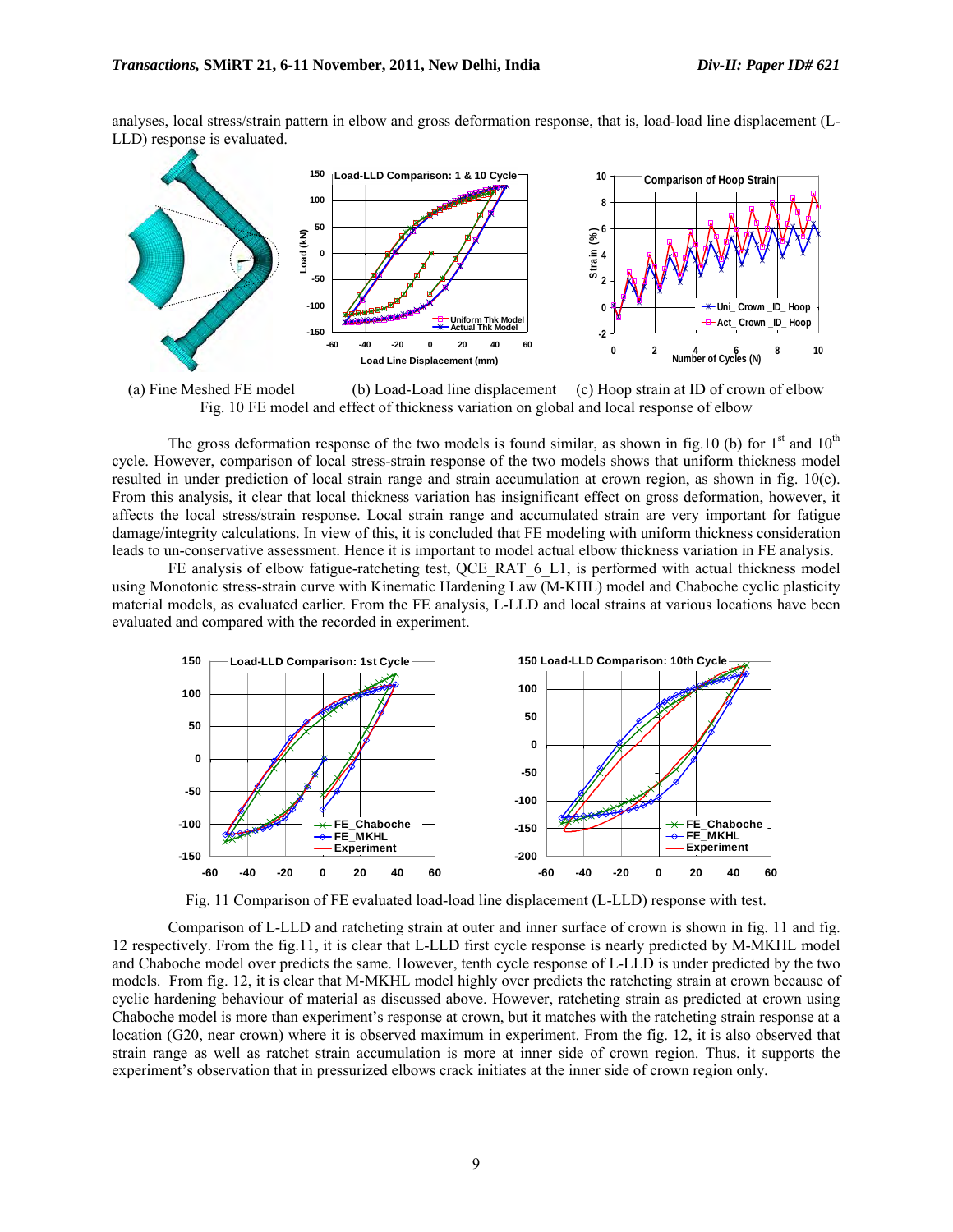analyses, local stress/strain pattern in elbow and gross deformation response, that is, load-load line displacement (L-LLD) response is evaluated.

(a) Fine Meshed FE model (b) Load-Load line displacement (c) Hoop strain at ID of crown of elbow

Fig. 10 FE model and effect of thickness variation on global and local response of elbow

The gross deformation response of the two models is found similar, as shown in fig.10 (b) for 1st and 10th cycle. However, comparison of local stress-strain response of the two models shows that uniform thickness model resulted in under prediction of local strain range and strain accumulation at crown region, as shown in fig. 10(c). From this analysis, it clear that local thickness variation has insignificant effect on gross deformation, however, it affects the local stress/strain response. Local strain range and accumulated strain are very important for fatigue damage/integrity calculations. In view of this, it is concluded that FE modeling with uniform thickness consideration leads to un-conservative assessment. Hence it is important to model actual elbow thickness variation in FE analysis.

FE analysis of elbow fatigue-ratcheting test, QCE_RAT_6_L1, is performed with actual thickness model using Monotonic stress-strain curve with Kinematic Hardening Law (M-KHL) model and Chaboche cyclic plasticity material models, as evaluated earlier. From the FE analysis, L-LLD and local strains at various locations have been evaluated and compared with the recorded in experiment.

Fig. 11 Comparison of FE evaluated load-load line displacement (L-LLD) response with test.

Comparison of L-LLD and ratcheting strain at outer and inner surface of crown is shown in fig. 11 and fig. 12 respectively. From the fig.11, it is clear that L-LLD first cycle response is nearly predicted by M-MKHL model and Chaboche model over predicts the same. However, tenth cycle response of L-LLD is under predicted by the two models. From fig. 12, it is clear that M-MKHL model highly over predicts the ratcheting strain at crown because of cyclic hardening behaviour of material as discussed above. However, ratcheting strain as predicted at crown using Chaboche model is more than experiment's response at crown, but it matches with the ratcheting strain response at a location (G20, near crown) where it is observed maximum in experiment. From the fig. 12, it is also observed that strain range as well as ratchet strain accumulation is more at inner side of crown region. Thus, it supports the experiment's observation that in pressurized elbows crack initiates at the inner side of crown region only.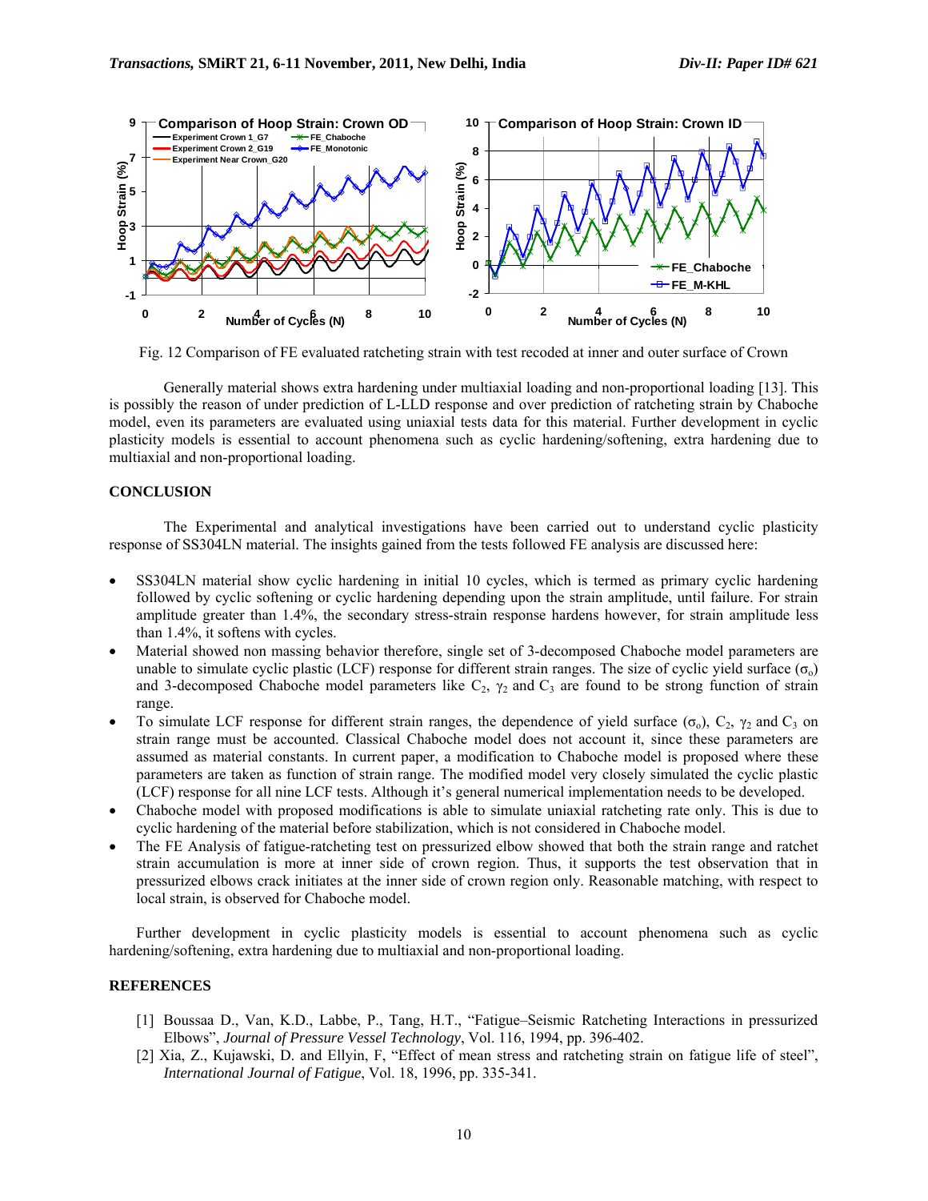Fig. 12 Comparison of FE evaluated ratcheting strain with test recoded at inner and outer surface of Crown

Generally material shows extra hardening under multiaxial loading and non-proportional loading [13]. This is possibly the reason of under prediction of L-LLD response and over prediction of ratcheting strain by Chaboche model, even its parameters are evaluated using uniaxial tests data for this material. Further development in cyclic plasticity models is essential to account phenomena such as cyclic hardening/softening, extra hardening due to multiaxial and non-proportional loading.

## CONCLUSION

The Experimental and analytical investigations have been carried out to understand cyclic plasticity response of SS304LN material. The insights gained from the tests followed FE analysis are discussed here:

- SS304LN material show cyclic hardening in initial 10 cycles, which is termed as primary cyclic hardening followed by cyclic softening or cyclic hardening depending upon the strain amplitude, until failure. For strain amplitude greater than 1.4%, the secondary stress-strain response hardens however, for strain amplitude less than 1.4%, it softens with cycles.
- Material showed non massing behavior therefore, single set of 3-decomposed Chaboche model parameters are unable to simulate cyclic plastic (LCF) response for different strain ranges. The size of cyclic yield surface ($\sigma_o$) and 3-decomposed Chaboche model parameters like $C_2$, $\gamma_2$ and $C_3$ are found to be strong function of strain range.
- To simulate LCF response for different strain ranges, the dependence of yield surface ($\sigma_o$), $C_2$, $\gamma_2$ and $C_3$ on strain range must be accounted. Classical Chaboche model does not account it, since these parameters are assumed as material constants. In current paper, a modification to Chaboche model is proposed where these parameters are taken as function of strain range. The modified model very closely simulated the cyclic plastic (LCF) response for all nine LCF tests. Although it's general numerical implementation needs to be developed.
- Chaboche model with proposed modifications is able to simulate uniaxial ratcheting rate only. This is due to cyclic hardening of the material before stabilization, which is not considered in Chaboche model.
- The FE Analysis of fatigue-ratcheting test on pressurized elbow showed that both the strain range and ratchet strain accumulation is more at inner side of crown region. Thus, it supports the test observation that in pressurized elbows crack initiates at the inner side of crown region only. Reasonable matching, with respect to local strain, is observed for Chaboche model.

Further development in cyclic plasticity models is essential to account phenomena such as cyclic hardening/softening, extra hardening due to multiaxial and non-proportional loading.

## REFERENCES

[1] Boussaa D., Van, K.D., Labbe, P., Tang, H.T., "Fatigue–Seismic Ratcheting Interactions in pressurized Elbows", *Journal of Pressure Vessel Technology*, Vol. 116, 1994, pp. 396-402.

[2] Xia, Z., Kujawski, D. and Ellyin, F, "Effect of mean stress and ratcheting strain on fatigue life of steel", *International Journal of Fatigue*, Vol. 18, 1996, pp. 335-341.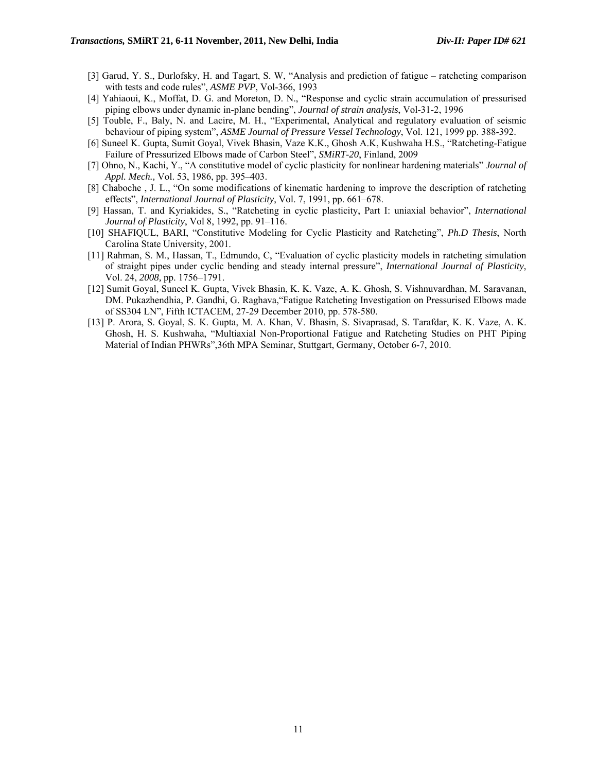[3] Garud, Y. S., Durlofsky, H. and Tagart, S. W, "Analysis and prediction of fatigue – ratcheting comparison with tests and code rules", *ASME PVP*, Vol-366, 1993

[4] Yahiaoui, K., Moffat, D. G. and Moreton, D. N., "Response and cyclic strain accumulation of pressurised piping elbows under dynamic in-plane bending", *Journal of strain analysis*, Vol-31-2, 1996

[5] Touble, F., Baly, N. and Lacire, M. H., "Experimental, Analytical and regulatory evaluation of seismic behaviour of piping system", *ASME Journal of Pressure Vessel Technology*, Vol. 121, 1999 pp. 388-392.

[6] Suneel K. Gupta, Sumit Goyal, Vivek Bhasin, Vaze K.K., Ghosh A.K, Kushwaha H.S., "Ratcheting-Fatigue Failure of Pressurized Elbows made of Carbon Steel", *SMiRT-20*, Finland, 2009

[7] Ohno, N., Kachi, Y., "A constitutive model of cyclic plasticity for nonlinear hardening materials" *Journal of Appl. Mech.,* Vol. 53, 1986, pp. 395–403.

[8] Chaboche , J. L., "On some modifications of kinematic hardening to improve the description of ratcheting effects", *International Journal of Plasticity*, Vol. 7, 1991, pp. 661–678.

[9] Hassan, T. and Kyriakides, S., "Ratcheting in cyclic plasticity, Part I: uniaxial behavior", *International Journal of Plasticity*, Vol 8, 1992, pp. 91–116.

[10] SHAFIQUL, BARI, "Constitutive Modeling for Cyclic Plasticity and Ratcheting", *Ph.D Thesis*, North Carolina State University, 2001.

[11] Rahman, S. M., Hassan, T., Edmundo, C, "Evaluation of cyclic plasticity models in ratcheting simulation of straight pipes under cyclic bending and steady internal pressure", *International Journal of Plasticity*, Vol. 24, *2008,* pp. 1756–1791.

[12] Sumit Goyal, Suneel K. Gupta, Vivek Bhasin, K. K. Vaze, A. K. Ghosh, S. Vishnuvardhan, M. Saravanan, DM. Pukazhendhia, P. Gandhi, G. Raghava,"Fatigue Ratcheting Investigation on Pressurised Elbows made of SS304 LN", Fifth ICTACEM, 27-29 December 2010, pp. 578-580.

[13] P. Arora, S. Goyal, S. K. Gupta, M. A. Khan, V. Bhasin, S. Sivaprasad, S. Tarafdar, K. K. Vaze, A. K. Ghosh, H. S. Kushwaha, "Multiaxial Non-Proportional Fatigue and Ratcheting Studies on PHT Piping Material of Indian PHWRs",36th MPA Seminar, Stuttgart, Germany, October 6-7, 2010.